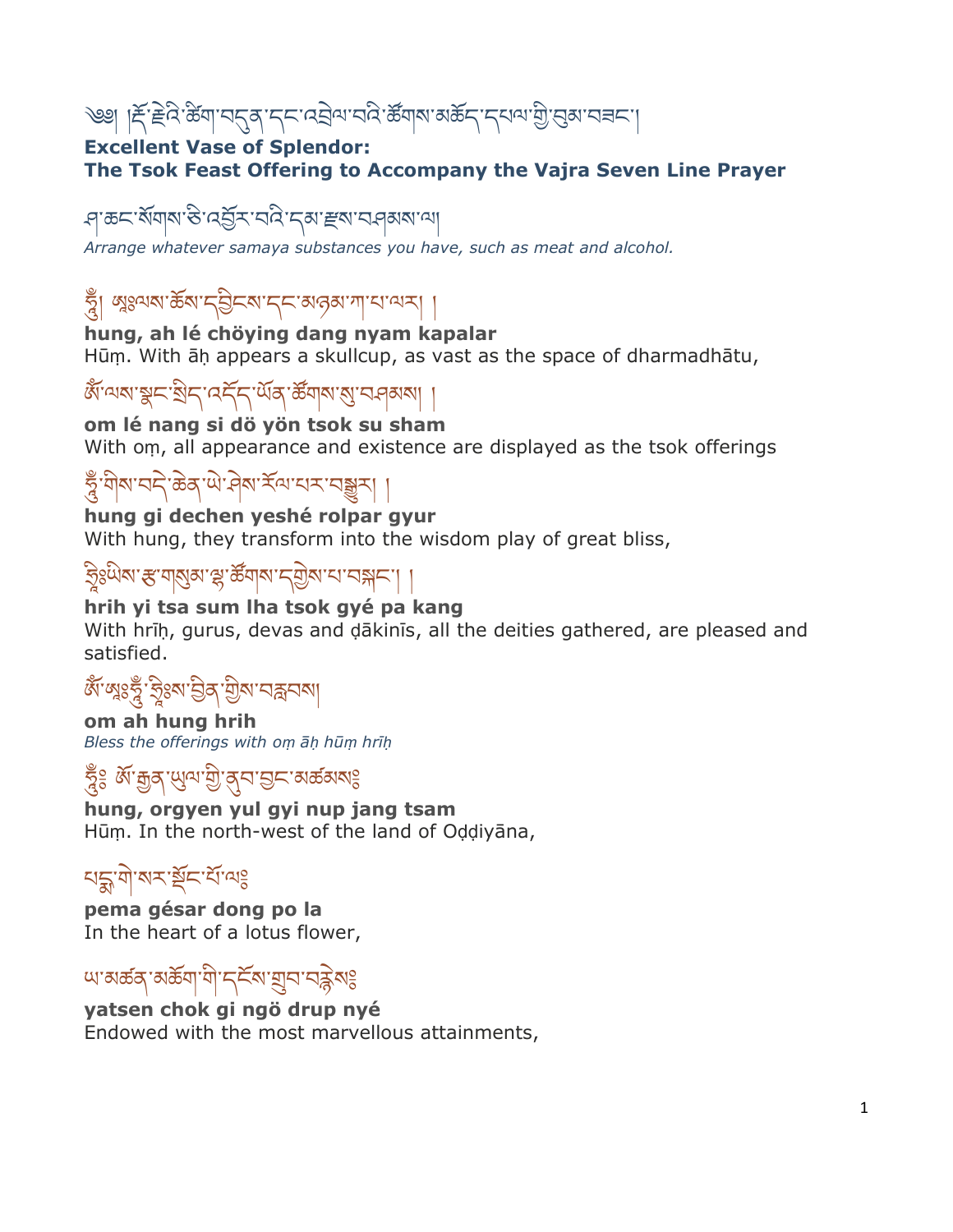༄། །རྡོ་རྗེའི་ཚིག་བདུན་དང་འབྲེལ་བའི་ཚོགས་མཆོད་དཔལ་གྱི་བུམ་བཟང་།

**Excellent Vase of Splendor:**
**The Tsok Feast Offering to Accompany the Vajra Seven Line Prayer**

ཤ་ཆང་སོགས་ཅི་འབྱོར་བའི་དམ་རྫས་བཤམས་ལ།

*Arrange whatever samaya substances you have, such as meat and alcohol.*

ཧཱུྃ། ཨཱཿལས་ཆོས་དབྱིངས་དང་མཉམ་ཀ་པ་ལར། །

**hung, ah lé chöying dang nyam kapalar**
Hūṃ. With āḥ appears a skullcup, as vast as the space of dharmadhātu,

ཨོཾ་ལས་སྣང་སྲིད་འདོད་ཡོན་ཚོགས་སུ་བཤམས། །

**om lé nang si dö yön tsok su sham**
With oṃ, all appearance and existence are displayed as the tsok offerings

ཧཱུྃ་གིས་བདེ་ཆེན་ཡེ་ཤེས་རོལ་པར་བསྒྱུར། །

**hung gi dechen yeshé rolpar gyur**
With hung, they transform into the wisdom play of great bliss,

ཧྲཱིཿཡིས་རྩ་གསུམ་ལྷ་ཚོགས་དགྱེས་པ་བསྐང་། །

**hrih yi tsa sum lha tsok gyé pa kang**
With hrīḥ, gurus, devas and ḍākinīs, all the deities gathered, are pleased and satisfied.

ཨོཾ་ཨཱཿཧཱུྃ་ཧྲཱིཿས་བྱིན་གྱིས་བརླབས།

**om ah hung hrih**
*Bless the offerings with oṃ āḥ hūṃ hrīḥ*

ཧཱུྃ༔ ཨོ་རྒྱན་ཡུལ་གྱི་ནུབ་བྱང་མཚམས༔

**hung, orgyen yul gyi nup jang tsam**
Hūṃ. In the north-west of the land of Oḍḍiyāna,

པདྨ་གེ་སར་སྡོང་པོ་ལ༔

**pema gésar dong po la**
In the heart of a lotus flower,

ཡ་མཚན་མཆོག་གི་དངོས་གྲུབ་བརྙེས༔

**yatsen chok gi ngö drup nyé**
Endowed with the most marvellous attainments,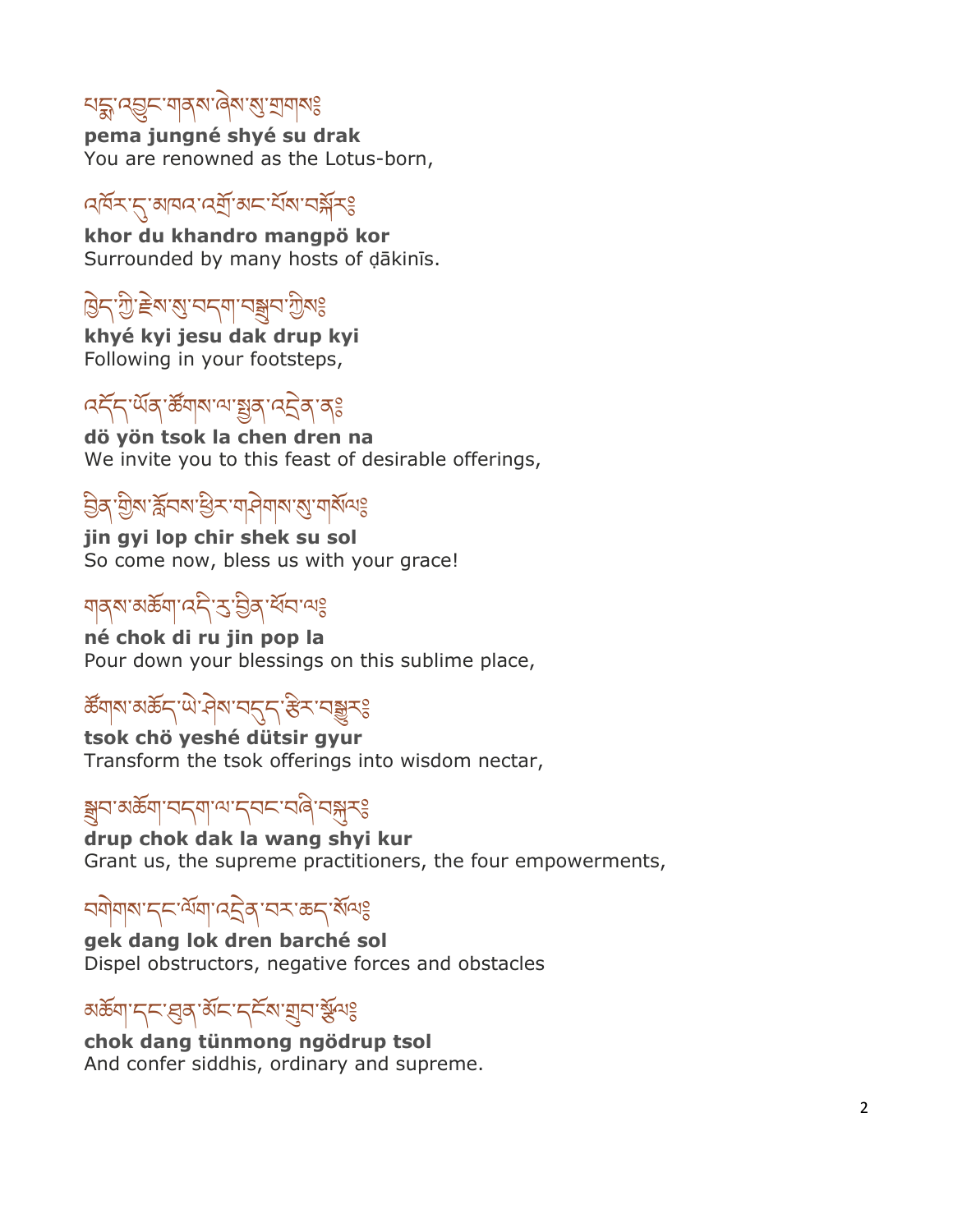པདྨ་འབྱུང་གནས་ཞེས་སུ་གྲགས༔
**pema jungné shyé su drak**
You are renowned as the Lotus-born,

འཁོར་དུ་མཁའ་འགྲོ་མང་པོས་བསྐོར༔
**khor du khandro mangpö kor**
Surrounded by many hosts of ḍākinīs.

ཁྱེད་ཀྱི་རྗེས་སུ་བདག་བསྒྲུབ་ཀྱིས༔
**khyé kyi jesu dak drup kyi**
Following in your footsteps,

འདོད་ཡོན་ཚོགས་ལ་སྤྱན་འདྲེན་ན༔
**dö yön tsok la chen dren na**
We invite you to this feast of desirable offerings,

བྱིན་གྱིས་རློབས་ཕྱིར་གཤེགས་སུ་གསོལ༔
**jin gyi lop chir shek su sol**
So come now, bless us with your grace!

གནས་མཆོག་འདི་རུ་བྱིན་ཕོབ་ལ༔
**né chok di ru jin pop la**
Pour down your blessings on this sublime place,

ཚོགས་མཆོད་ཡེ་ཤེས་བདུད་རྩིར་བསྒྱུར༔
**tsok chö yeshé dütsir gyur**
Transform the tsok offerings into wisdom nectar,

སྒྲུབ་མཆོག་བདག་ལ་དབང་བཞི་བསྐུར༔
**drup chok dak la wang shyi kur**
Grant us, the supreme practitioners, the four empowerments,

བགེགས་དང་ལོག་འདྲེན་བར་ཆད་སོལ༔
**gek dang lok dren barché sol**
Dispel obstructors, negative forces and obstacles

མཆོག་དང་ཐུན་མོང་དངོས་གྲུབ་རྩོལ༔
**chok dang tünmong ngödrup tsol**
And confer siddhis, ordinary and supreme.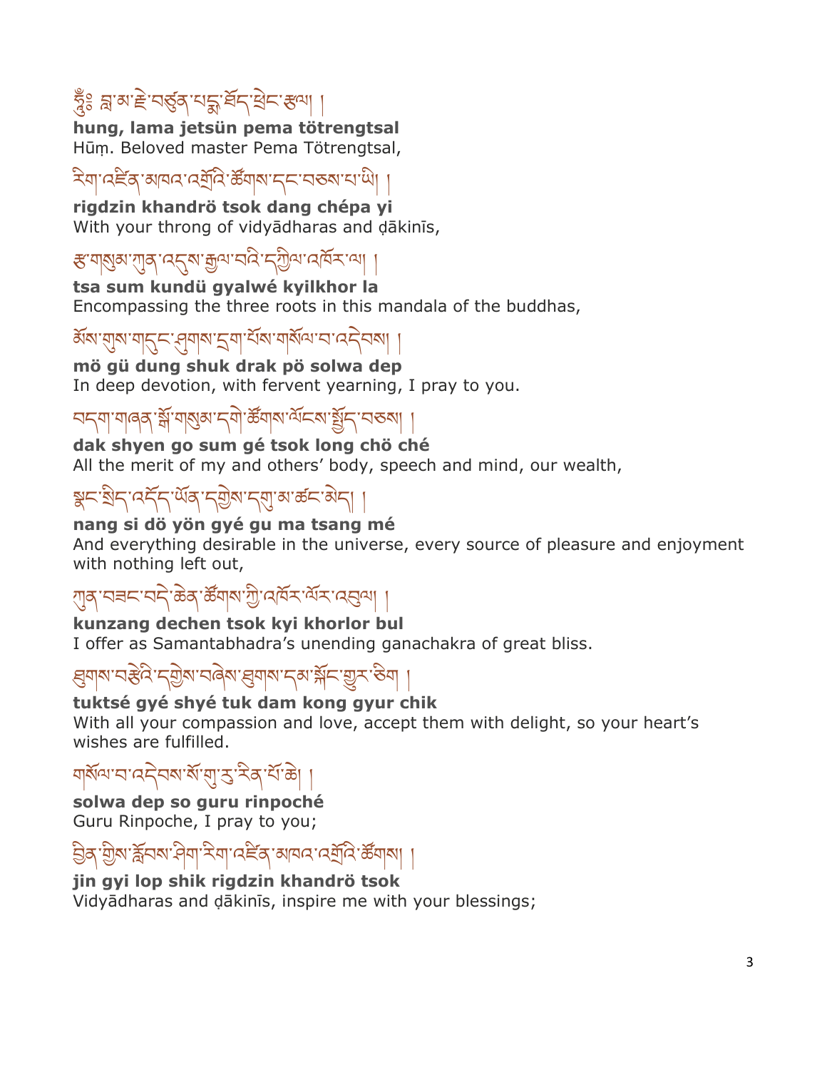ཧཱུྃ༔ བླ་མ་རྗེ་བཙུན་པདྨ་ཐོད་ཕྲེང་རྩལ། །

**hung, lama jetsün pema tötrengtsal**
Hūṃ. Beloved master Pema Tötrengtsal,

རིག་འཛིན་མཁའ་འགྲོའི་ཚོགས་དང་བཅས་པ་ཡི། །

**rigdzin khandrö tsok dang chépa yi**
With your throng of vidyādharas and ḍākinīs,

རྩ་གསུམ་ཀུན་འདུས་རྒྱལ་བའི་དཀྱིལ་འཁོར་ལ། །

**tsa sum kundü gyalwé kyilkhor la**
Encompassing the three roots in this mandala of the buddhas,

མོས་གུས་གདུང་ཤུགས་དྲག་པོས་གསོལ་བ་འདེབས། །

**mö gü dung shuk drak pö solwa dep**
In deep devotion, with fervent yearning, I pray to you.

བདག་གཞན་སྒོ་གསུམ་དགེ་ཚོགས་ལོངས་སྤྱོད་བཅས། །

**dak shyen go sum gé tsok long chö ché**
All the merit of my and others' body, speech and mind, our wealth,

སྣང་སྲིད་འདོད་ཡོན་དགྱེས་དགུ་མ་ཚང་མེད། །

**nang si dö yön gyé gu ma tsang mé**
And everything desirable in the universe, every source of pleasure and enjoyment with nothing left out,

ཀུན་བཟང་བདེ་ཆེན་ཚོགས་ཀྱི་འཁོར་ལོར་འབུལ། །

**kunzang dechen tsok kyi khorlor bul**
I offer as Samantabhadra's unending ganachakra of great bliss.

ཐུགས་བརྩེའི་དགྱེས་བཞེས་ཐུགས་དམ་སྐོང་གྱུར་ཅིག །

**tuktsé gyé shyé tuk dam kong gyur chik**
With all your compassion and love, accept them with delight, so your heart's wishes are fulfilled.

གསོལ་བ་འདེབས་སོ་གུ་རུ་རིན་པོ་ཆེ། །

**solwa dep so guru rinpoché**
Guru Rinpoche, I pray to you;

བྱིན་གྱིས་རློབས་ཤིག་རིག་འཛིན་མཁའ་འགྲོའི་ཚོགས། །

**jin gyi lop shik rigdzin khandrö tsok**
Vidyādharas and ḍākinīs, inspire me with your blessings;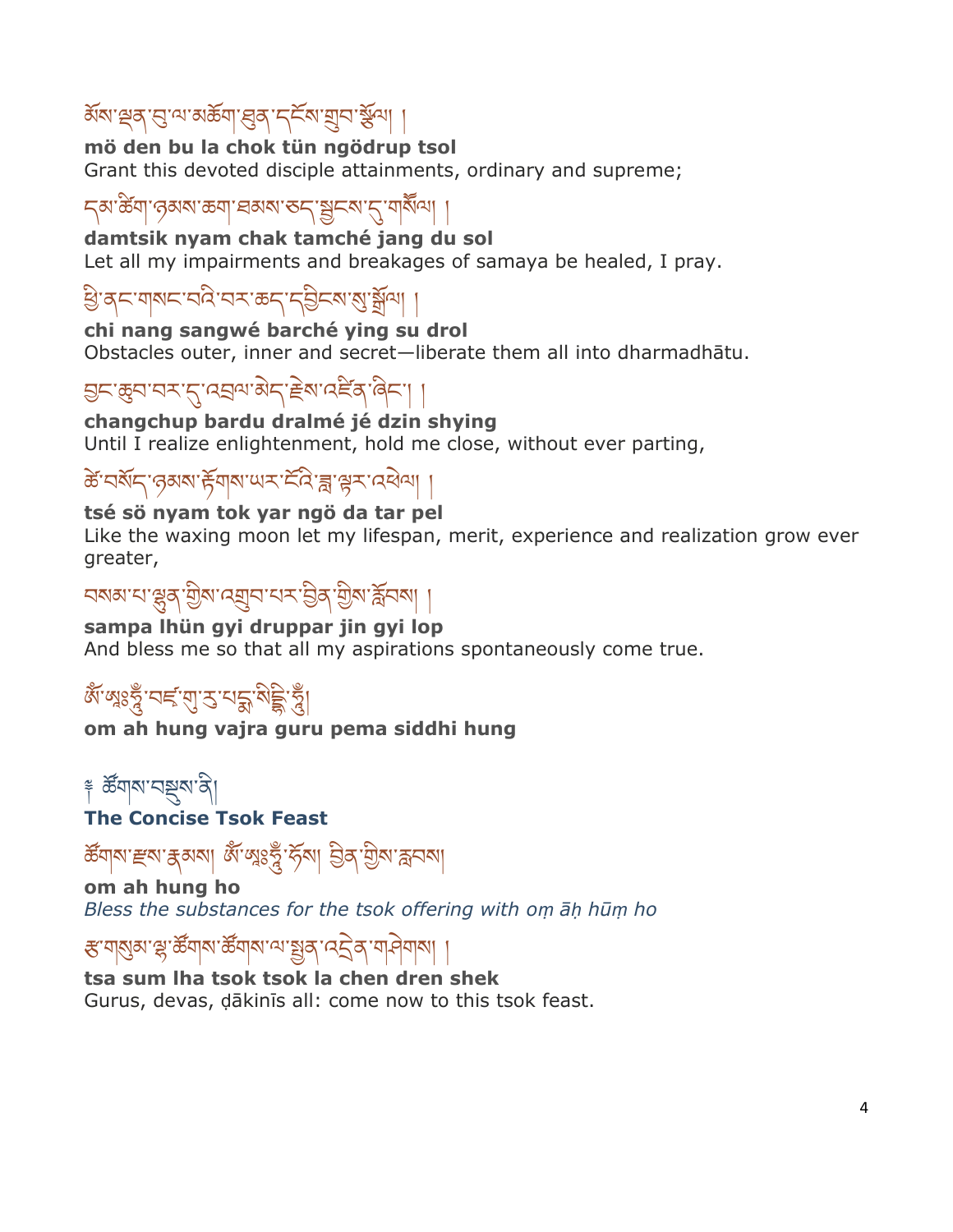མོས་ལྡན་བུ་ལ་མཆོག་ཐུན་དངོས་གྲུབ་སྩོལ། །

**mö den bu la chok tün ngödrup tsol**
Grant this devoted disciple attainments, ordinary and supreme;

དམ་ཚིག་ཉམས་ཆག་ཐམས་ཅད་སྦྱངས་དུ་གསོལ། །

**damtsik nyam chak tamché jang du sol**
Let all my impairments and breakages of samaya be healed, I pray.

ཕྱི་ནང་གསང་བའི་བར་ཆད་དབྱིངས་སུ་སྒྲོལ། །

**chi nang sangwé barché ying su drol**
Obstacles outer, inner and secret—liberate them all into dharmadhātu.

བྱང་ཆུབ་བར་དུ་འབྲལ་མེད་རྗེས་འཛིན་ཞིང་། །

**changchup bardu dralmé jé dzin shying**
Until I realize enlightenment, hold me close, without ever parting,

ཚེ་བསོད་ཉམས་རྟོགས་ཡར་ངོའི་ཟླ་ལྟར་འཕེལ། །

**tsé sö nyam tok yar ngö da tar pel**
Like the waxing moon let my lifespan, merit, experience and realization grow ever greater,

བསམ་པ་ལྷུན་གྱིས་འགྲུབ་པར་བྱིན་གྱིས་རློབས། །

**sampa lhün gyi druppar jin gyi lop**
And bless me so that all my aspirations spontaneously come true.

ཨོཾ་ཨཱཿཧཱུྃ་བཛྲ་གུ་རུ་པདྨ་སིདྡྷི་ཧཱུྃ།

**om ah hung vajra guru pema siddhi hung**

## ༄ ཚོགས་བསྡུས་ནི།

## The Concise Tsok Feast

ཚོགས་རྫས་རྣམས། ཨོཾ་ཨཱཿཧཱུྃ་ཧོཿ། བྱིན་གྱིས་རླབས།

**om ah hung ho**
*Bless the substances for the tsok offering with oṃ āḥ hūṃ ho*

རྩ་གསུམ་ལྷ་ཚོགས་ཚོགས་ལ་སྤྱན་འདྲེན་གཤེགས། །

**tsa sum lha tsok tsok la chen dren shek**
Gurus, devas, ḍākinīs all: come now to this tsok feast.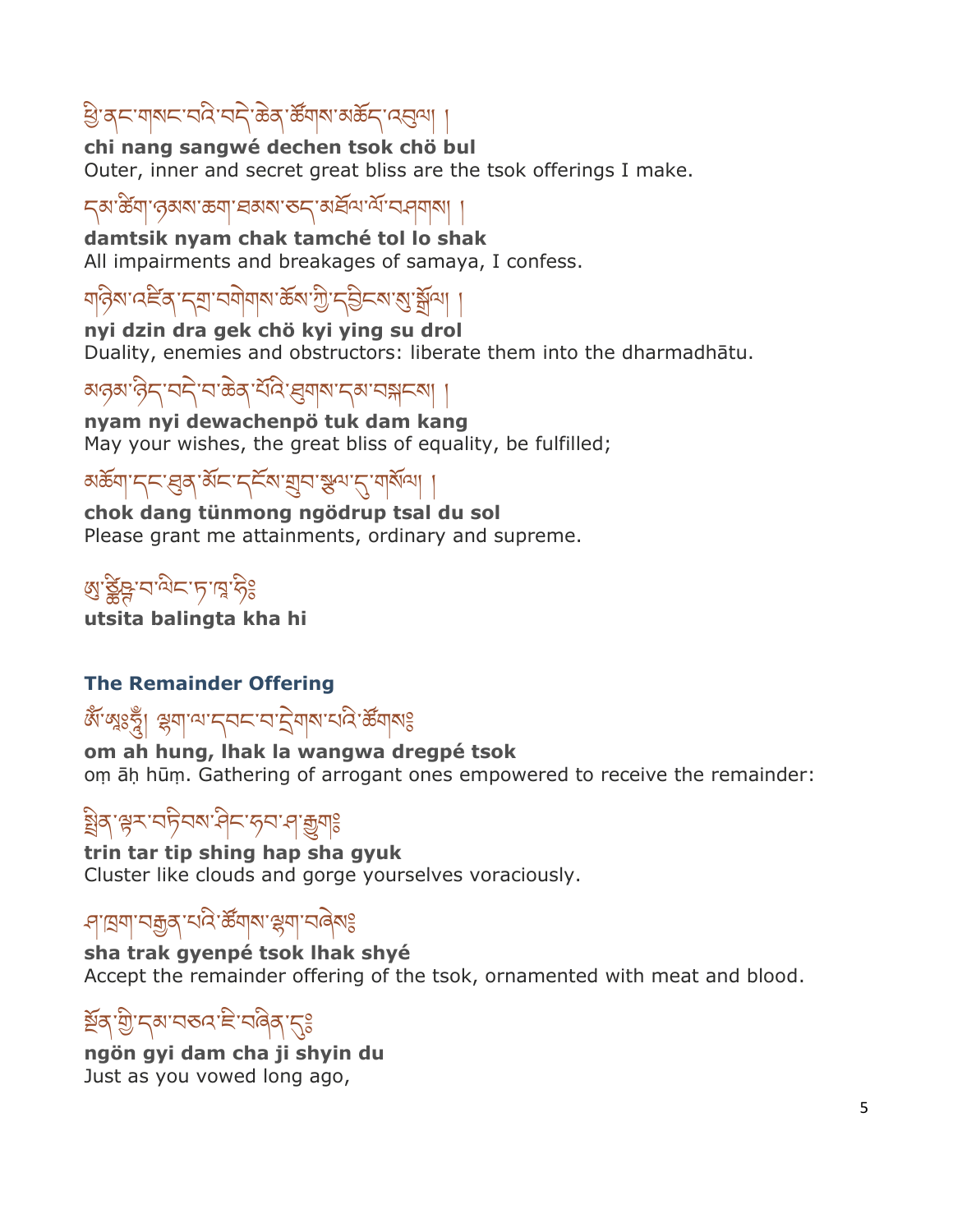ཕྱི་ནང་གསང་བའི་བདེ་ཆེན་ཚོགས་མཆོད་འབུལ། །

**chi nang sangwé dechen tsok chö bul**
Outer, inner and secret great bliss are the tsok offerings I make.

དམ་ཚིག་ཉམས་ཆག་ཐམས་ཅད་མཐོལ་ལོ་བཤགས། །

**damtsik nyam chak tamché tol lo shak**
All impairments and breakages of samaya, I confess.

གཉིས་འཛིན་དགྲ་བགེགས་ཆོས་ཀྱི་དབྱིངས་སུ་སྒྲོལ། །

**nyi dzin dra gek chö kyi ying su drol**
Duality, enemies and obstructors: liberate them into the dharmadhātu.

མཉམ་ཉིད་བདེ་བ་ཆེན་པོའི་ཐུགས་དམ་བསྐངས། །

**nyam nyi dewachenpö tuk dam kang**
May your wishes, the great bliss of equality, be fulfilled;

མཆོག་དང་ཐུན་མོང་དངོས་གྲུབ་སྩལ་དུ་གསོལ། །

**chok dang tünmong ngödrup tsal du sol**
Please grant me attainments, ordinary and supreme.

ཨུ་ཙྪིཥྚ་བ་ལིང་ཏ་ཁ་ཧི༔

**utsita balingta kha hi**

### The Remainder Offering

ཨོཾ་ཨཱཿཧཱུྃ། ལྷག་ལ་དབང་བ་དྲེགས་པའི་ཚོགས༔

**om ah hung, lhak la wangwa dregpé tsok**
oṃ āḥ hūṃ. Gathering of arrogant ones empowered to receive the remainder:

སྤྲིན་ལྟར་བཏིབས་ཤིང་ཧབ་ཤ་རྒྱུག༔

**trin tar tip shing hap sha gyuk**
Cluster like clouds and gorge yourselves voraciously.

ཤ་ཁྲག་བརྒྱན་པའི་ཚོགས་ལྷག་བཞེས༔

**sha trak gyenpé tsok lhak shyé**
Accept the remainder offering of the tsok, ornamented with meat and blood.

སྔོན་གྱི་དམ་བཅའ་ཇི་བཞིན་དུ༔

**ngön gyi dam cha ji shyin du**
Just as you vowed long ago,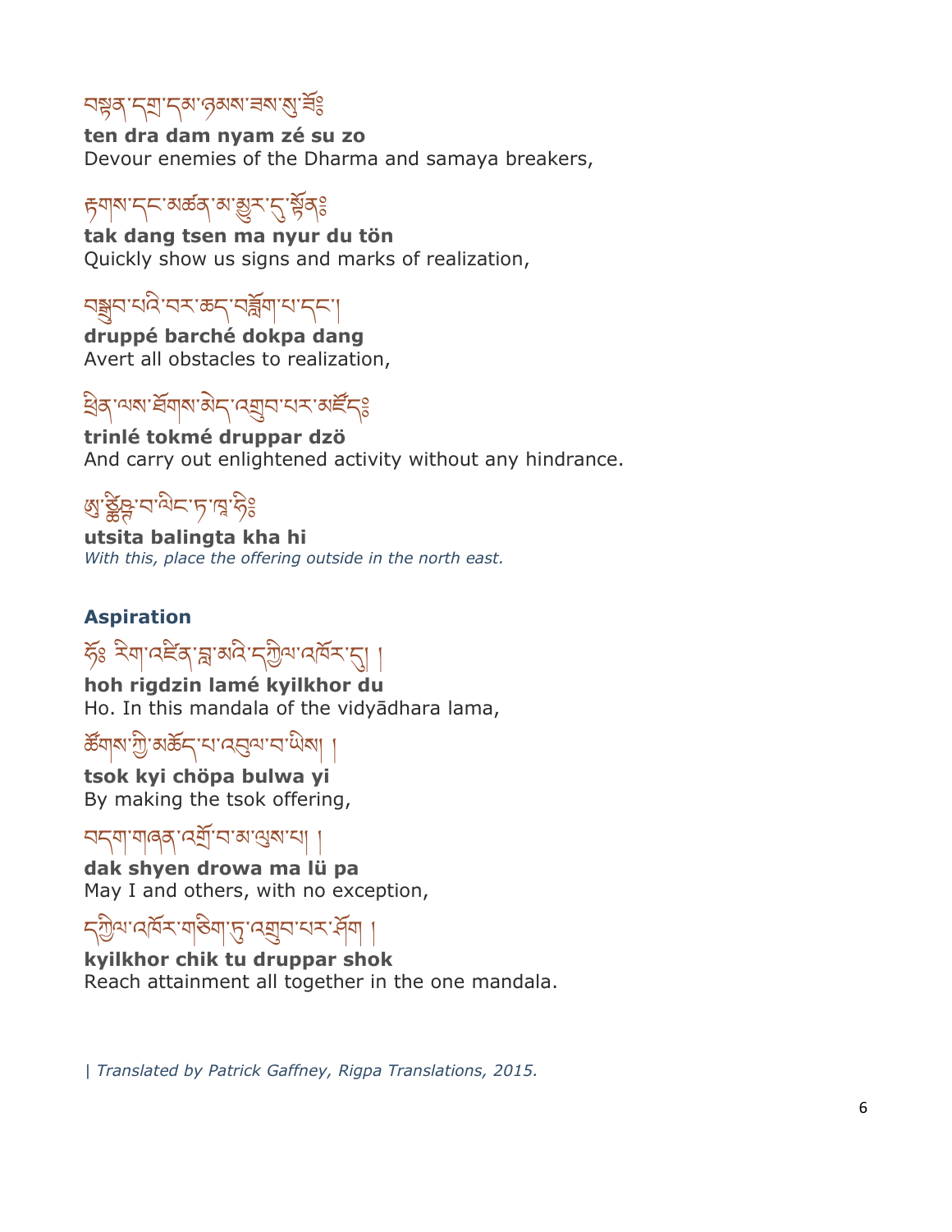བསྟན་དགྲ་དམ་ཉམས་ཟས་སུ་ཟོཿ

**ten dra dam nyam zé su zo**

Devour enemies of the Dharma and samaya breakers,

རྟགས་དང་མཚན་མ་མྱུར་དུ་སྟོནཿ

**tak dang tsen ma nyur du tön**

Quickly show us signs and marks of realization,

བསྒྲུབ་པའི་བར་ཆད་བཟློག་པ་དང་།

**druppé barché dokpa dang**

Avert all obstacles to realization,

ཕྲིན་ལས་ཐོགས་མེད་འགྲུབ་པར་མཛོདཿ

**trinlé tokmé druppar dzö**

And carry out enlightened activity without any hindrance.

ཨུ་ཙྪིཥྚ་བ་ལིང་ཏ་ཁ་ཧིཿ

**utsita balingta kha hi**

*With this, place the offering outside in the north east.*

## Aspiration

ཧོཿ རིག་འཛིན་བླ་མའི་དཀྱིལ་འཁོར་དུ། །

**hoh rigdzin lamé kyilkhor du**

Ho. In this mandala of the vidyādhara lama,

ཚོགས་ཀྱི་མཆོད་པ་འབུལ་བ་ཡིས། །

**tsok kyi chöpa bulwa yi**

By making the tsok offering,

བདག་གཞན་འགྲོ་བ་མ་ལུས་པ། །

**dak shyen drowa ma lü pa**

May I and others, with no exception,

དཀྱིལ་འཁོར་གཅིག་ཏུ་འགྲུབ་པར་ཤོག །

**kyilkhor chik tu druppar shok**

Reach attainment all together in the one mandala.

*| Translated by Patrick Gaffney, Rigpa Translations, 2015.*